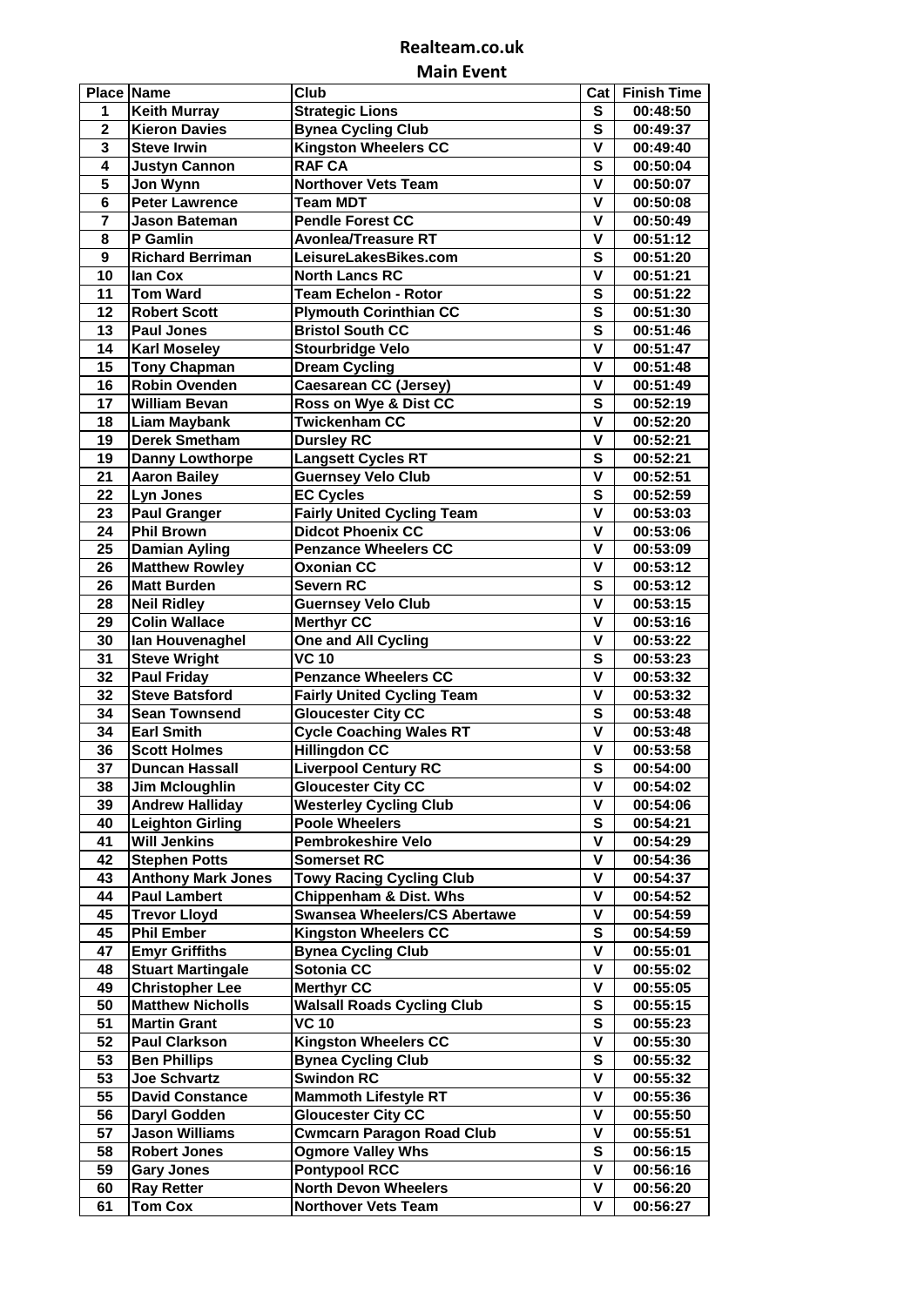# Realteam.co.uk

## Main Event

| Place | Name | Club | Cat | Finish Time |
|---|---|---|---|---|
| 1 | Keith Murray | Strategic Lions | S | 00:48:50 |
| 2 | Kieron Davies | Bynea Cycling Club | S | 00:49:37 |
| 3 | Steve Irwin | Kingston Wheelers CC | V | 00:49:40 |
| 4 | Justyn Cannon | RAF CA | S | 00:50:04 |
| 5 | Jon Wynn | Northover Vets Team | V | 00:50:07 |
| 6 | Peter Lawrence | Team MDT | V | 00:50:08 |
| 7 | Jason Bateman | Pendle Forest CC | V | 00:50:49 |
| 8 | P Gamlin | Avonlea/Treasure RT | V | 00:51:12 |
| 9 | Richard Berriman | LeisureLakesBikes.com | S | 00:51:20 |
| 10 | Ian Cox | North Lancs RC | V | 00:51:21 |
| 11 | Tom Ward | Team Echelon - Rotor | S | 00:51:22 |
| 12 | Robert Scott | Plymouth Corinthian CC | S | 00:51:30 |
| 13 | Paul Jones | Bristol South CC | S | 00:51:46 |
| 14 | Karl Moseley | Stourbridge Velo | V | 00:51:47 |
| 15 | Tony Chapman | Dream Cycling | V | 00:51:48 |
| 16 | Robin Ovenden | Caesarean CC (Jersey) | V | 00:51:49 |
| 17 | William Bevan | Ross on Wye & Dist CC | S | 00:52:19 |
| 18 | Liam Maybank | Twickenham CC | V | 00:52:20 |
| 19 | Derek Smetham | Dursley RC | V | 00:52:21 |
| 19 | Danny Lowthorpe | Langsett Cycles RT | S | 00:52:21 |
| 21 | Aaron Bailey | Guernsey Velo Club | V | 00:52:51 |
| 22 | Lyn Jones | EC Cycles | S | 00:52:59 |
| 23 | Paul Granger | Fairly United Cycling Team | V | 00:53:03 |
| 24 | Phil Brown | Didcot Phoenix CC | V | 00:53:06 |
| 25 | Damian Ayling | Penzance Wheelers CC | V | 00:53:09 |
| 26 | Matthew Rowley | Oxonian CC | V | 00:53:12 |
| 26 | Matt Burden | Severn RC | S | 00:53:12 |
| 28 | Neil Ridley | Guernsey Velo Club | V | 00:53:15 |
| 29 | Colin Wallace | Merthyr CC | V | 00:53:16 |
| 30 | Ian Houvenaghel | One and All Cycling | V | 00:53:22 |
| 31 | Steve Wright | VC 10 | S | 00:53:23 |
| 32 | Paul Friday | Penzance Wheelers CC | V | 00:53:32 |
| 32 | Steve Batsford | Fairly United Cycling Team | V | 00:53:32 |
| 34 | Sean Townsend | Gloucester City CC | S | 00:53:48 |
| 34 | Earl Smith | Cycle Coaching Wales RT | V | 00:53:48 |
| 36 | Scott Holmes | Hillingdon CC | V | 00:53:58 |
| 37 | Duncan Hassall | Liverpool Century RC | S | 00:54:00 |
| 38 | Jim Mcloughlin | Gloucester City CC | V | 00:54:02 |
| 39 | Andrew Halliday | Westerley Cycling Club | V | 00:54:06 |
| 40 | Leighton Girling | Poole Wheelers | S | 00:54:21 |
| 41 | Will Jenkins | Pembrokeshire Velo | V | 00:54:29 |
| 42 | Stephen Potts | Somerset RC | V | 00:54:36 |
| 43 | Anthony Mark Jones | Towy Racing Cycling Club | V | 00:54:37 |
| 44 | Paul Lambert | Chippenham & Dist. Whs | V | 00:54:52 |
| 45 | Trevor Lloyd | Swansea Wheelers/CS Abertawe | V | 00:54:59 |
| 45 | Phil Ember | Kingston Wheelers CC | S | 00:54:59 |
| 47 | Emyr Griffiths | Bynea Cycling Club | V | 00:55:01 |
| 48 | Stuart Martingale | Sotonia CC | V | 00:55:02 |
| 49 | Christopher Lee | Merthyr CC | V | 00:55:05 |
| 50 | Matthew Nicholls | Walsall Roads Cycling Club | S | 00:55:15 |
| 51 | Martin Grant | VC 10 | S | 00:55:23 |
| 52 | Paul Clarkson | Kingston Wheelers CC | V | 00:55:30 |
| 53 | Ben Phillips | Bynea Cycling Club | S | 00:55:32 |
| 53 | Joe Schvartz | Swindon RC | V | 00:55:32 |
| 55 | David Constance | Mammoth Lifestyle RT | V | 00:55:36 |
| 56 | Daryl Godden | Gloucester City CC | V | 00:55:50 |
| 57 | Jason Williams | Cwmcarn Paragon Road Club | V | 00:55:51 |
| 58 | Robert Jones | Ogmore Valley Whs | S | 00:56:15 |
| 59 | Gary Jones | Pontypool RCC | V | 00:56:16 |
| 60 | Ray Retter | North Devon Wheelers | V | 00:56:20 |
| 61 | Tom Cox | Northover Vets Team | V | 00:56:27 |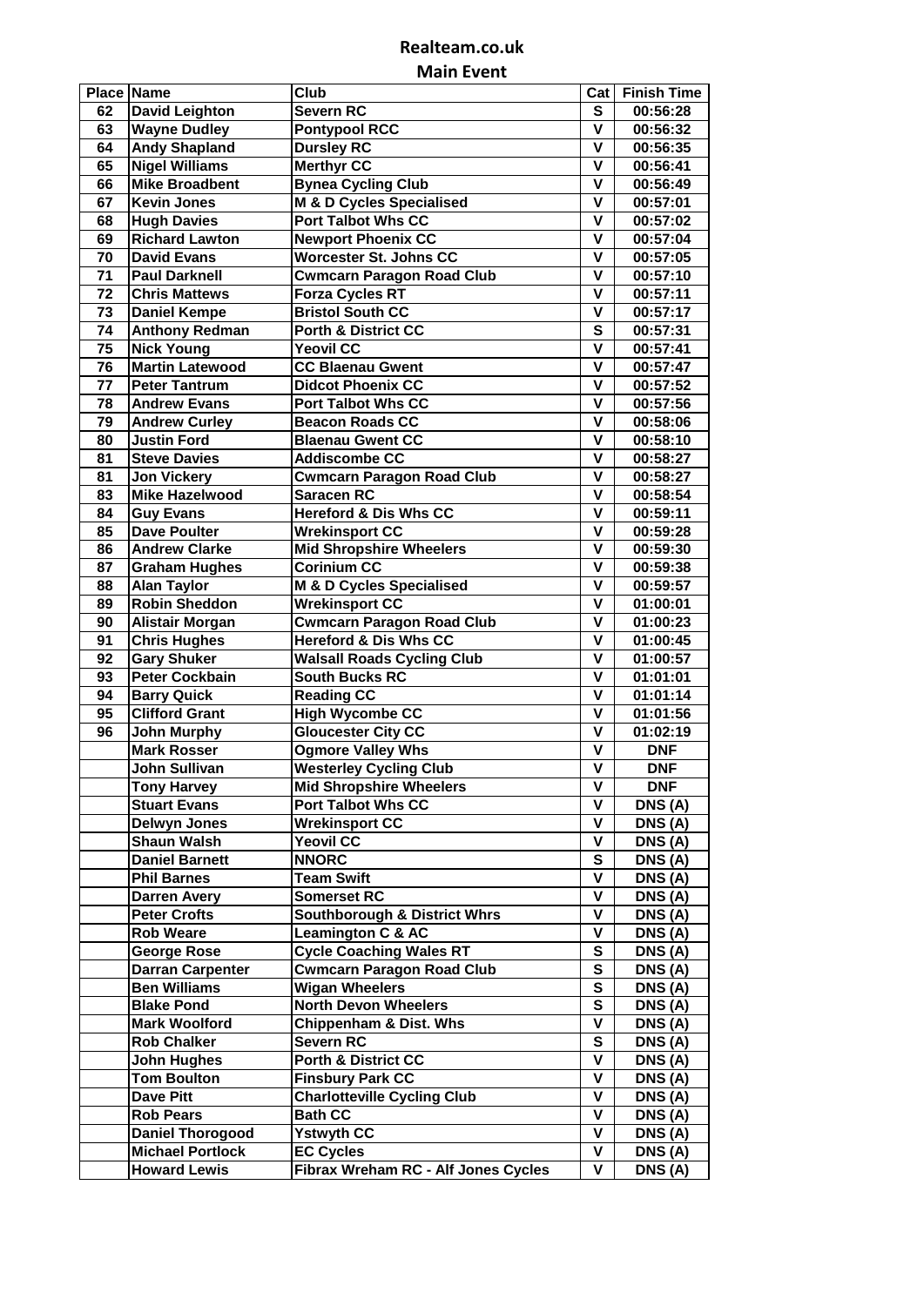**Realteam.co.uk**

**Main Event**

| Place | Name | Club | Cat | Finish Time |
|---|---|---|---|---|
| 62 | David Leighton | Severn RC | S | 00:56:28 |
| 63 | Wayne Dudley | Pontypool RCC | V | 00:56:32 |
| 64 | Andy Shapland | Dursley RC | V | 00:56:35 |
| 65 | Nigel Williams | Merthyr CC | V | 00:56:41 |
| 66 | Mike Broadbent | Bynea Cycling Club | V | 00:56:49 |
| 67 | Kevin Jones | M & D Cycles Specialised | V | 00:57:01 |
| 68 | Hugh Davies | Port Talbot Whs CC | V | 00:57:02 |
| 69 | Richard Lawton | Newport Phoenix CC | V | 00:57:04 |
| 70 | David Evans | Worcester St. Johns CC | V | 00:57:05 |
| 71 | Paul Darknell | Cwmcarn Paragon Road Club | V | 00:57:10 |
| 72 | Chris Mattews | Forza Cycles RT | V | 00:57:11 |
| 73 | Daniel Kempe | Bristol South CC | V | 00:57:17 |
| 74 | Anthony Redman | Porth & District CC | S | 00:57:31 |
| 75 | Nick Young | Yeovil CC | V | 00:57:41 |
| 76 | Martin Latewood | CC Blaenau Gwent | V | 00:57:47 |
| 77 | Peter Tantrum | Didcot Phoenix CC | V | 00:57:52 |
| 78 | Andrew Evans | Port Talbot Whs CC | V | 00:57:56 |
| 79 | Andrew Curley | Beacon Roads CC | V | 00:58:06 |
| 80 | Justin Ford | Blaenau Gwent CC | V | 00:58:10 |
| 81 | Steve Davies | Addiscombe CC | V | 00:58:27 |
| 81 | Jon Vickery | Cwmcarn Paragon Road Club | V | 00:58:27 |
| 83 | Mike Hazelwood | Saracen RC | V | 00:58:54 |
| 84 | Guy Evans | Hereford & Dis Whs CC | V | 00:59:11 |
| 85 | Dave Poulter | Wrekinsport CC | V | 00:59:28 |
| 86 | Andrew Clarke | Mid Shropshire Wheelers | V | 00:59:30 |
| 87 | Graham Hughes | Corinium CC | V | 00:59:38 |
| 88 | Alan Taylor | M & D Cycles Specialised | V | 00:59:57 |
| 89 | Robin Sheddon | Wrekinsport CC | V | 01:00:01 |
| 90 | Alistair Morgan | Cwmcarn Paragon Road Club | V | 01:00:23 |
| 91 | Chris Hughes | Hereford & Dis Whs CC | V | 01:00:45 |
| 92 | Gary Shuker | Walsall Roads Cycling Club | V | 01:00:57 |
| 93 | Peter Cockbain | South Bucks RC | V | 01:01:01 |
| 94 | Barry Quick | Reading CC | V | 01:01:14 |
| 95 | Clifford Grant | High Wycombe CC | V | 01:01:56 |
| 96 | John Murphy | Gloucester City CC | V | 01:02:19 |
| | Mark Rosser | Ogmore Valley Whs | V | DNF |
| | John Sullivan | Westerley Cycling Club | V | DNF |
| | Tony Harvey | Mid Shropshire Wheelers | V | DNF |
| | Stuart Evans | Port Talbot Whs CC | V | DNS (A) |
| | Delwyn Jones | Wrekinsport CC | V | DNS (A) |
| | Shaun Walsh | Yeovil CC | V | DNS (A) |
| | Daniel Barnett | NNORC | S | DNS (A) |
| | Phil Barnes | Team Swift | V | DNS (A) |
| | Darren Avery | Somerset RC | V | DNS (A) |
| | Peter Crofts | Southborough & District Whrs | V | DNS (A) |
| | Rob Weare | Leamington C & AC | V | DNS (A) |
| | George Rose | Cycle Coaching Wales RT | S | DNS (A) |
| | Darran Carpenter | Cwmcarn Paragon Road Club | S | DNS (A) |
| | Ben Williams | Wigan Wheelers | S | DNS (A) |
| | Blake Pond | North Devon Wheelers | S | DNS (A) |
| | Mark Woolford | Chippenham & Dist. Whs | V | DNS (A) |
| | Rob Chalker | Severn RC | S | DNS (A) |
| | John Hughes | Porth & District CC | V | DNS (A) |
| | Tom Boulton | Finsbury Park CC | V | DNS (A) |
| | Dave Pitt | Charlotteville Cycling Club | V | DNS (A) |
| | Rob Pears | Bath CC | V | DNS (A) |
| | Daniel Thorogood | Ystwyth CC | V | DNS (A) |
| | Michael Portlock | EC Cycles | V | DNS (A) |
| | Howard Lewis | Fibrax Wreham RC - Alf Jones Cycles | V | DNS (A) |